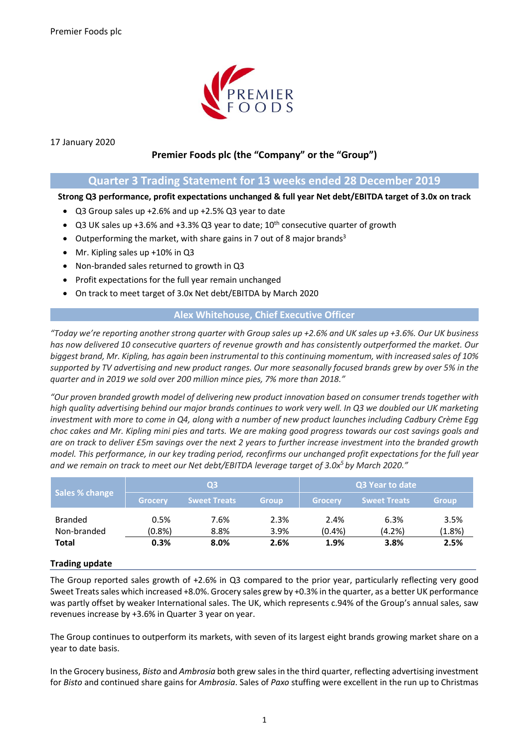Premier Foods plc

17 January 2020

**Premier Foods plc (the "Company" or the "Group")**

## Quarter 3 Trading Statement for 13 weeks ended 28 December 2019

**Strong Q3 performance, profit expectations unchanged & full year Net debt/EBITDA target of 3.0x on track**

- Q3 Group sales up +2.6% and up +2.5% Q3 year to date
- Q3 UK sales up +3.6% and +3.3% Q3 year to date; 10th consecutive quarter of growth
- Outperforming the market, with share gains in 7 out of 8 major brands[3]
- Mr. Kipling sales up +10% in Q3
- Non-branded sales returned to growth in Q3
- Profit expectations for the full year remain unchanged
- On track to meet target of 3.0x Net debt/EBITDA by March 2020

### Alex Whitehouse, Chief Executive Officer

*"Today we're reporting another strong quarter with Group sales up +2.6% and UK sales up +3.6%. Our UK business has now delivered 10 consecutive quarters of revenue growth and has consistently outperformed the market. Our biggest brand, Mr. Kipling, has again been instrumental to this continuing momentum, with increased sales of 10% supported by TV advertising and new product ranges. Our more seasonally focused brands grew by over 5% in the quarter and in 2019 we sold over 200 million mince pies, 7% more than 2018."*

*"Our proven branded growth model of delivering new product innovation based on consumer trends together with high quality advertising behind our major brands continues to work very well. In Q3 we doubled our UK marketing investment with more to come in Q4, along with a number of new product launches including Cadbury Crème Egg choc cakes and Mr. Kipling mini pies and tarts. We are making good progress towards our cost savings goals and are on track to deliver £5m savings over the next 2 years to further increase investment into the branded growth model. This performance, in our key trading period, reconfirms our unchanged profit expectations for the full year and we remain on track to meet our Net debt/EBITDA leverage target of 3.0x[5] by March 2020."*

| Sales % change | Q3 | | | Q3 Year to date | | |
|---|---|---|---|---|---|---|
| | Grocery | Sweet Treats | Group | Grocery | Sweet Treats | Group |
| Branded | 0.5% | 7.6% | 2.3% | 2.4% | 6.3% | 3.5% |
| Non-branded | (0.8%) | 8.8% | 3.9% | (0.4%) | (4.2%) | (1.8%) |
| **Total** | **0.3%** | **8.0%** | **2.6%** | **1.9%** | **3.8%** | **2.5%** |

### Trading update

The Group reported sales growth of +2.6% in Q3 compared to the prior year, particularly reflecting very good Sweet Treats sales which increased +8.0%. Grocery sales grew by +0.3% in the quarter, as a better UK performance was partly offset by weaker International sales. The UK, which represents c.94% of the Group's annual sales, saw revenues increase by +3.6% in Quarter 3 year on year.

The Group continues to outperform its markets, with seven of its largest eight brands growing market share on a year to date basis.

In the Grocery business, *Bisto* and *Ambrosia* both grew sales in the third quarter, reflecting advertising investment for *Bisto* and continued share gains for *Ambrosia*. Sales of *Paxo* stuffing were excellent in the run up to Christmas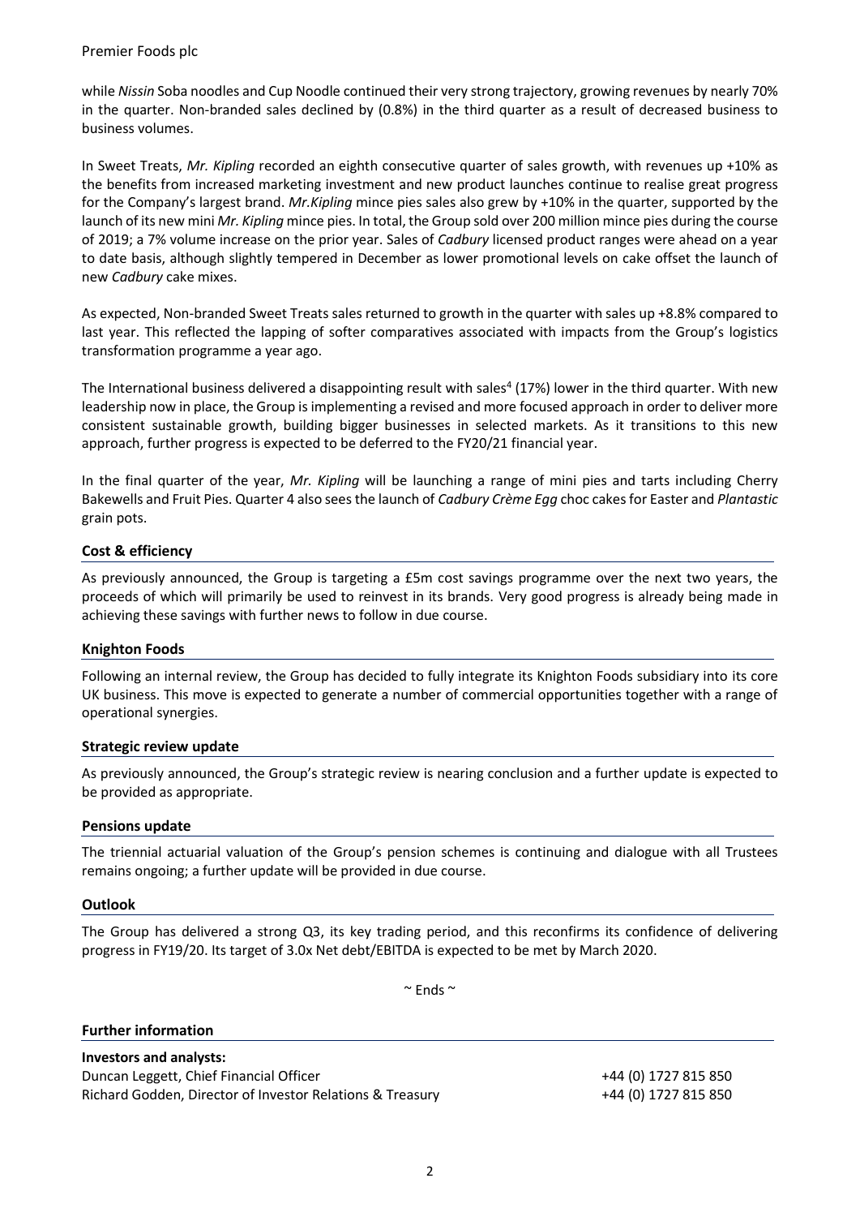while *Nissin* Soba noodles and Cup Noodle continued their very strong trajectory, growing revenues by nearly 70% in the quarter. Non-branded sales declined by (0.8%) in the third quarter as a result of decreased business to business volumes.

In Sweet Treats, *Mr. Kipling* recorded an eighth consecutive quarter of sales growth, with revenues up +10% as the benefits from increased marketing investment and new product launches continue to realise great progress for the Company's largest brand. *Mr.Kipling* mince pies sales also grew by +10% in the quarter, supported by the launch of its new mini *Mr. Kipling* mince pies. In total, the Group sold over 200 million mince pies during the course of 2019; a 7% volume increase on the prior year. Sales of *Cadbury* licensed product ranges were ahead on a year to date basis, although slightly tempered in December as lower promotional levels on cake offset the launch of new *Cadbury* cake mixes.

As expected, Non-branded Sweet Treats sales returned to growth in the quarter with sales up +8.8% compared to last year. This reflected the lapping of softer comparatives associated with impacts from the Group's logistics transformation programme a year ago.

The International business delivered a disappointing result with sales[4] (17%) lower in the third quarter. With new leadership now in place, the Group is implementing a revised and more focused approach in order to deliver more consistent sustainable growth, building bigger businesses in selected markets. As it transitions to this new approach, further progress is expected to be deferred to the FY20/21 financial year.

In the final quarter of the year, *Mr. Kipling* will be launching a range of mini pies and tarts including Cherry Bakewells and Fruit Pies. Quarter 4 also sees the launch of *Cadbury Crème Egg* choc cakes for Easter and *Plantastic* grain pots.

## Cost & efficiency

As previously announced, the Group is targeting a £5m cost savings programme over the next two years, the proceeds of which will primarily be used to reinvest in its brands. Very good progress is already being made in achieving these savings with further news to follow in due course.

## Knighton Foods

Following an internal review, the Group has decided to fully integrate its Knighton Foods subsidiary into its core UK business. This move is expected to generate a number of commercial opportunities together with a range of operational synergies.

## Strategic review update

As previously announced, the Group's strategic review is nearing conclusion and a further update is expected to be provided as appropriate.

## Pensions update

The triennial actuarial valuation of the Group's pension schemes is continuing and dialogue with all Trustees remains ongoing; a further update will be provided in due course.

## Outlook

The Group has delivered a strong Q3, its key trading period, and this reconfirms its confidence of delivering progress in FY19/20. Its target of 3.0x Net debt/EBITDA is expected to be met by March 2020.

~ Ends ~

## Further information

**Investors and analysts:**

| | |
|---|---|
| Duncan Leggett, Chief Financial Officer | +44 (0) 1727 815 850 |
| Richard Godden, Director of Investor Relations & Treasury | +44 (0) 1727 815 850 |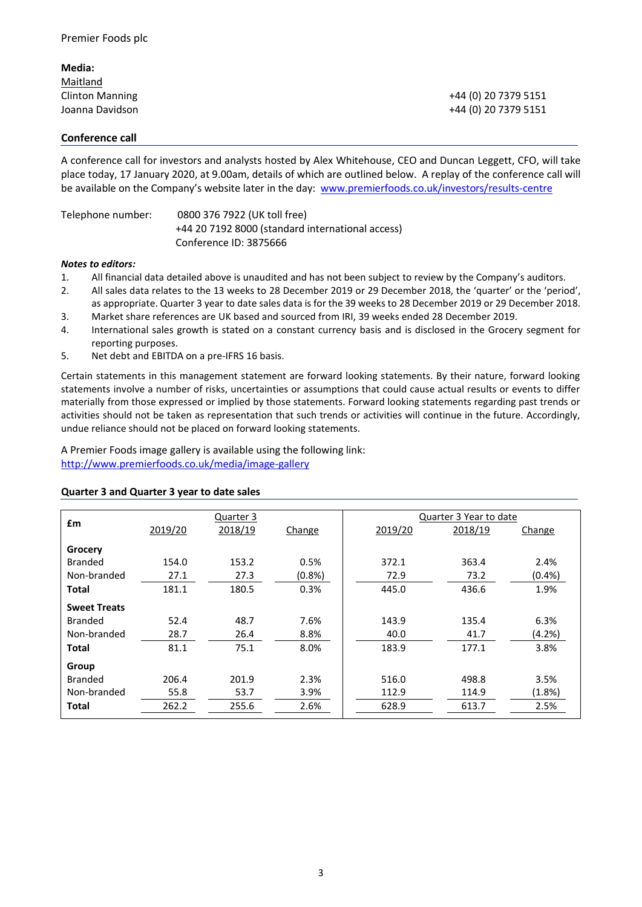Premier Foods plc

**Media:**

Maitland

Clinton Manning +44 (0) 20 7379 5151

Joanna Davidson +44 (0) 20 7379 5151

## Conference call

A conference call for investors and analysts hosted by Alex Whitehouse, CEO and Duncan Leggett, CFO, will take place today, 17 January 2020, at 9.00am, details of which are outlined below. A replay of the conference call will be available on the Company's website later in the day: www.premierfoods.co.uk/investors/results-centre

Telephone number: 0800 376 7922 (UK toll free)
+44 20 7192 8000 (standard international access)
Conference ID: 3875666

***Notes to editors:***

1. All financial data detailed above is unaudited and has not been subject to review by the Company's auditors.
2. All sales data relates to the 13 weeks to 28 December 2019 or 29 December 2018, the 'quarter' or the 'period', as appropriate. Quarter 3 year to date sales data is for the 39 weeks to 28 December 2019 or 29 December 2018.
3. Market share references are UK based and sourced from IRI, 39 weeks ended 28 December 2019.
4. International sales growth is stated on a constant currency basis and is disclosed in the Grocery segment for reporting purposes.
5. Net debt and EBITDA on a pre-IFRS 16 basis.

Certain statements in this management statement are forward looking statements. By their nature, forward looking statements involve a number of risks, uncertainties or assumptions that could cause actual results or events to differ materially from those expressed or implied by those statements. Forward looking statements regarding past trends or activities should not be taken as representation that such trends or activities will continue in the future. Accordingly, undue reliance should not be placed on forward looking statements.

A Premier Foods image gallery is available using the following link:
http://www.premierfoods.co.uk/media/image-gallery

## Quarter 3 and Quarter 3 year to date sales

| £m | Quarter 3 | | | Quarter 3 Year to date | | |
|---|---|---|---|---|---|---|
| | 2019/20 | 2018/19 | Change | 2019/20 | 2018/19 | Change |
| **Grocery** | | | | | | |
| Branded | 154.0 | 153.2 | 0.5% | 372.1 | 363.4 | 2.4% |
| Non-branded | 27.1 | 27.3 | (0.8%) | 72.9 | 73.2 | (0.4%) |
| **Total** | 181.1 | 180.5 | 0.3% | 445.0 | 436.6 | 1.9% |
| **Sweet Treats** | | | | | | |
| Branded | 52.4 | 48.7 | 7.6% | 143.9 | 135.4 | 6.3% |
| Non-branded | 28.7 | 26.4 | 8.8% | 40.0 | 41.7 | (4.2%) |
| **Total** | 81.1 | 75.1 | 8.0% | 183.9 | 177.1 | 3.8% |
| **Group** | | | | | | |
| Branded | 206.4 | 201.9 | 2.3% | 516.0 | 498.8 | 3.5% |
| Non-branded | 55.8 | 53.7 | 3.9% | 112.9 | 114.9 | (1.8%) |
| **Total** | 262.2 | 255.6 | 2.6% | 628.9 | 613.7 | 2.5% |